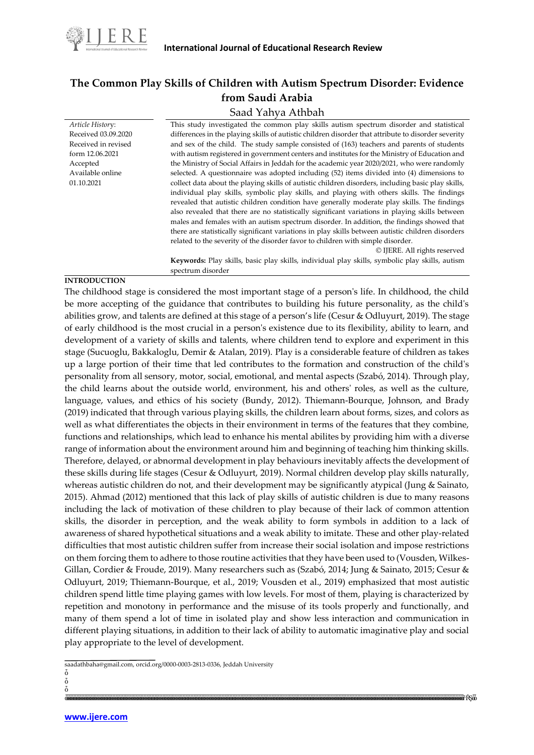# The Common Play Skills of Children with Autism Spectrum Disorder: Evidence from Saudi Arabia

Saad Yahya Athbah

*Article History*:
Received 03.09.2020
Received in revised form 12.06.2021
Accepted
Available online 01.10.2021

This study investigated the common play skills autism spectrum disorder and statistical differences in the playing skills of autistic children disorder that attribute to disorder severity and sex of the child. The study sample consisted of (163) teachers and parents of students with autism registered in government centers and institutes for the Ministry of Education and the Ministry of Social Affairs in Jeddah for the academic year 2020/2021, who were randomly selected. A questionnaire was adopted including (52) items divided into (4) dimensions to collect data about the playing skills of autistic children disorders, including basic play skills, individual play skills, symbolic play skills, and playing with others skills. The findings revealed that autistic children condition have generally moderate play skills. The findings also revealed that there are no statistically significant variations in playing skills between males and females with an autism spectrum disorder. In addition, the findings showed that there are statistically significant variations in play skills between autistic children disorders related to the severity of the disorder favor to children with simple disorder.

© IJERE. All rights reserved

**Keywords:** Play skills, basic play skills, individual play skills, symbolic play skills, autism spectrum disorder

## INTRODUCTION

The childhood stage is considered the most important stage of a person's life. In childhood, the child be more accepting of the guidance that contributes to building his future personality, as the child's abilities grow, and talents are defined at this stage of a person's life (Cesur & Odluyurt, 2019). The stage of early childhood is the most crucial in a person's existence due to its flexibility, ability to learn, and development of a variety of skills and talents, where children tend to explore and experiment in this stage (Sucuoglu, Bakkaloglu, Demir & Atalan, 2019). Play is a considerable feature of children as takes up a large portion of their time that led contributes to the formation and construction of the child's personality from all sensory, motor, social, emotional, and mental aspects (Szabó, 2014). Through play, the child learns about the outside world, environment, his and others' roles, as well as the culture, language, values, and ethics of his society (Bundy, 2012). Thiemann-Bourque, Johnson, and Brady (2019) indicated that through various playing skills, the children learn about forms, sizes, and colors as well as what differentiates the objects in their environment in terms of the features that they combine, functions and relationships, which lead to enhance his mental abilites by providing him with a diverse range of information about the environment around him and beginning of teaching him thinking skills. Therefore, delayed, or abnormal development in play behaviours inevitably affects the development of these skills during life stages (Cesur & Odluyurt, 2019). Normal children develop play skills naturally, whereas autistic children do not, and their development may be significantly atypical (Jung & Sainato, 2015). Ahmad (2012) mentioned that this lack of play skills of autistic children is due to many reasons including the lack of motivation of these children to play because of their lack of common attention skills, the disorder in perception, and the weak ability to form symbols in addition to a lack of awareness of shared hypothetical situations and a weak ability to imitate. These and other play-related difficulties that most autistic children suffer from increase their social isolation and impose restrictions on them forcing them to adhere to those routine activities that they have been used to (Vousden, Wilkes-Gillan, Cordier & Froude, 2019). Many researchers such as (Szabó, 2014; Jung & Sainato, 2015; Cesur & Odluyurt, 2019; Thiemann-Bourque, et al., 2019; Vousden et al., 2019) emphasized that most autistic children spend little time playing games with low levels. For most of them, playing is characterized by repetition and monotony in performance and the misuse of its tools properly and functionally, and many of them spend a lot of time in isolated play and show less interaction and communication in different playing situations, in addition to their lack of ability to automatic imaginative play and social play appropriate to the level of development.

saadathbaha@gmail.com, orcid.org/0000-0003-2813-0336, Jeddah University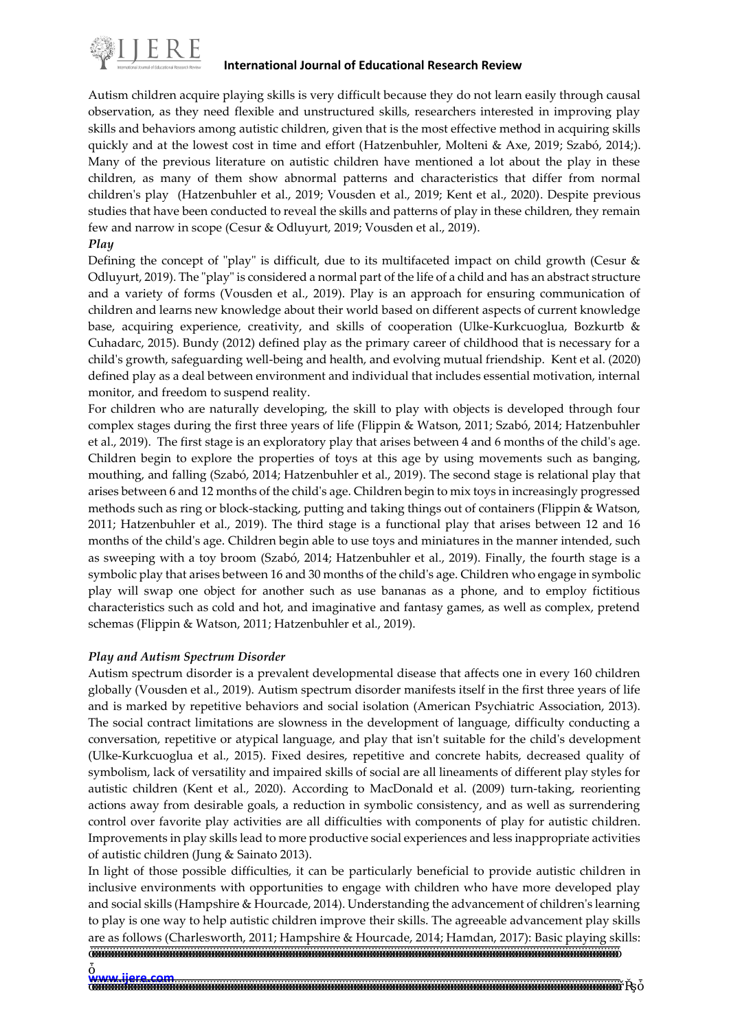Autism children acquire playing skills is very difficult because they do not learn easily through causal observation, as they need flexible and unstructured skills, researchers interested in improving play skills and behaviors among autistic children, given that is the most effective method in acquiring skills quickly and at the lowest cost in time and effort (Hatzenbuhler, Molteni & Axe, 2019; Szabó, 2014;). Many of the previous literature on autistic children have mentioned a lot about the play in these children, as many of them show abnormal patterns and characteristics that differ from normal children's play (Hatzenbuhler et al., 2019; Vousden et al., 2019; Kent et al., 2020). Despite previous studies that have been conducted to reveal the skills and patterns of play in these children, they remain few and narrow in scope (Cesur & Odluyurt, 2019; Vousden et al., 2019).

***Play***

Defining the concept of "play" is difficult, due to its multifaceted impact on child growth (Cesur & Odluyurt, 2019). The "play" is considered a normal part of the life of a child and has an abstract structure and a variety of forms (Vousden et al., 2019). Play is an approach for ensuring communication of children and learns new knowledge about their world based on different aspects of current knowledge base, acquiring experience, creativity, and skills of cooperation (Ulke-Kurkcuoglua, Bozkurtb & Cuhadarc, 2015). Bundy (2012) defined play as the primary career of childhood that is necessary for a child's growth, safeguarding well-being and health, and evolving mutual friendship. Kent et al. (2020) defined play as a deal between environment and individual that includes essential motivation, internal monitor, and freedom to suspend reality.

For children who are naturally developing, the skill to play with objects is developed through four complex stages during the first three years of life (Flippin & Watson, 2011; Szabó, 2014; Hatzenbuhler et al., 2019). The first stage is an exploratory play that arises between 4 and 6 months of the child's age. Children begin to explore the properties of toys at this age by using movements such as banging, mouthing, and falling (Szabó, 2014; Hatzenbuhler et al., 2019). The second stage is relational play that arises between 6 and 12 months of the child's age. Children begin to mix toys in increasingly progressed methods such as ring or block-stacking, putting and taking things out of containers (Flippin & Watson, 2011; Hatzenbuhler et al., 2019). The third stage is a functional play that arises between 12 and 16 months of the child's age. Children begin able to use toys and miniatures in the manner intended, such as sweeping with a toy broom (Szabó, 2014; Hatzenbuhler et al., 2019). Finally, the fourth stage is a symbolic play that arises between 16 and 30 months of the child's age. Children who engage in symbolic play will swap one object for another such as use bananas as a phone, and to employ fictitious characteristics such as cold and hot, and imaginative and fantasy games, as well as complex, pretend schemas (Flippin & Watson, 2011; Hatzenbuhler et al., 2019).

***Play and Autism Spectrum Disorder***

Autism spectrum disorder is a prevalent developmental disease that affects one in every 160 children globally (Vousden et al., 2019). Autism spectrum disorder manifests itself in the first three years of life and is marked by repetitive behaviors and social isolation (American Psychiatric Association, 2013). The social contract limitations are slowness in the development of language, difficulty conducting a conversation, repetitive or atypical language, and play that isn't suitable for the child's development (Ulke-Kurkcuoglua et al., 2015). Fixed desires, repetitive and concrete habits, decreased quality of symbolism, lack of versatility and impaired skills of social are all lineaments of different play styles for autistic children (Kent et al., 2020). According to MacDonald et al. (2009) turn-taking, reorienting actions away from desirable goals, a reduction in symbolic consistency, and as well as surrendering control over favorite play activities are all difficulties with components of play for autistic children. Improvements in play skills lead to more productive social experiences and less inappropriate activities of autistic children (Jung & Sainato 2013).

In light of those possible difficulties, it can be particularly beneficial to provide autistic children in inclusive environments with opportunities to engage with children who have more developed play and social skills (Hampshire & Hourcade, 2014). Understanding the advancement of children's learning to play is one way to help autistic children improve their skills. The agreeable advancement play skills are as follows (Charlesworth, 2011; Hampshire & Hourcade, 2014; Hamdan, 2017): Basic playing skills: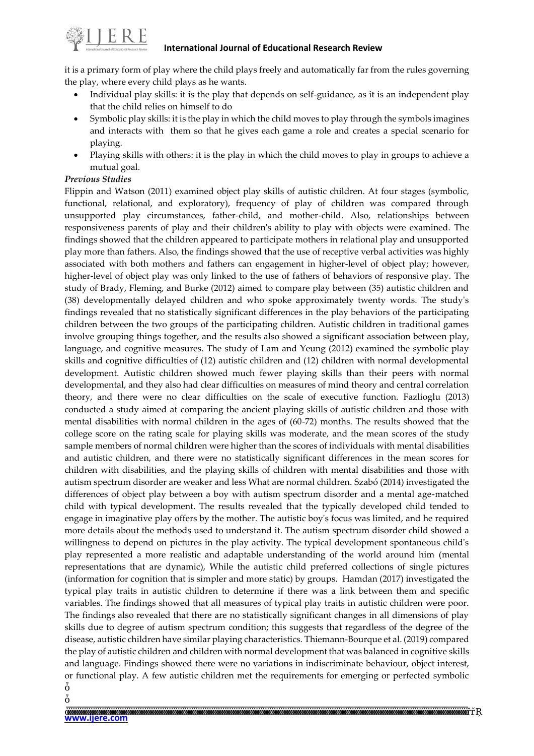it is a primary form of play where the child plays freely and automatically far from the rules governing the play, where every child plays as he wants.

- Individual play skills: it is the play that depends on self-guidance, as it is an independent play that the child relies on himself to do
- Symbolic play skills: it is the play in which the child moves to play through the symbols imagines and interacts with them so that he gives each game a role and creates a special scenario for playing.
- Playing skills with others: it is the play in which the child moves to play in groups to achieve a mutual goal.

***Previous Studies***

Flippin and Watson (2011) examined object play skills of autistic children. At four stages (symbolic, functional, relational, and exploratory), frequency of play of children was compared through unsupported play circumstances, father-child, and mother-child. Also, relationships between responsiveness parents of play and their children's ability to play with objects were examined. The findings showed that the children appeared to participate mothers in relational play and unsupported play more than fathers. Also, the findings showed that the use of receptive verbal activities was highly associated with both mothers and fathers can engagement in higher-level of object play; however, higher-level of object play was only linked to the use of fathers of behaviors of responsive play. The study of Brady, Fleming, and Burke (2012) aimed to compare play between (35) autistic children and (38) developmentally delayed children and who spoke approximately twenty words. The study's findings revealed that no statistically significant differences in the play behaviors of the participating children between the two groups of the participating children. Autistic children in traditional games involve grouping things together, and the results also showed a significant association between play, language, and cognitive measures. The study of Lam and Yeung (2012) examined the symbolic play skills and cognitive difficulties of (12) autistic children and (12) children with normal developmental development. Autistic children showed much fewer playing skills than their peers with normal developmental, and they also had clear difficulties on measures of mind theory and central correlation theory, and there were no clear difficulties on the scale of executive function. Fazlioglu (2013) conducted a study aimed at comparing the ancient playing skills of autistic children and those with mental disabilities with normal children in the ages of (60-72) months. The results showed that the college score on the rating scale for playing skills was moderate, and the mean scores of the study sample members of normal children were higher than the scores of individuals with mental disabilities and autistic children, and there were no statistically significant differences in the mean scores for children with disabilities, and the playing skills of children with mental disabilities and those with autism spectrum disorder are weaker and less What are normal children. Szabó (2014) investigated the differences of object play between a boy with autism spectrum disorder and a mental age-matched child with typical development. The results revealed that the typically developed child tended to engage in imaginative play offers by the mother. The autistic boy's focus was limited, and he required more details about the methods used to understand it. The autism spectrum disorder child showed a willingness to depend on pictures in the play activity. The typical development spontaneous child's play represented a more realistic and adaptable understanding of the world around him (mental representations that are dynamic), While the autistic child preferred collections of single pictures (information for cognition that is simpler and more static) by groups. Hamdan (2017) investigated the typical play traits in autistic children to determine if there was a link between them and specific variables. The findings showed that all measures of typical play traits in autistic children were poor. The findings also revealed that there are no statistically significant changes in all dimensions of play skills due to degree of autism spectrum condition; this suggests that regardless of the degree of the disease, autistic children have similar playing characteristics. Thiemann-Bourque et al. (2019) compared the play of autistic children and children with normal development that was balanced in cognitive skills and language. Findings showed there were no variations in indiscriminate behaviour, object interest, or functional play. A few autistic children met the requirements for emerging or perfected symbolic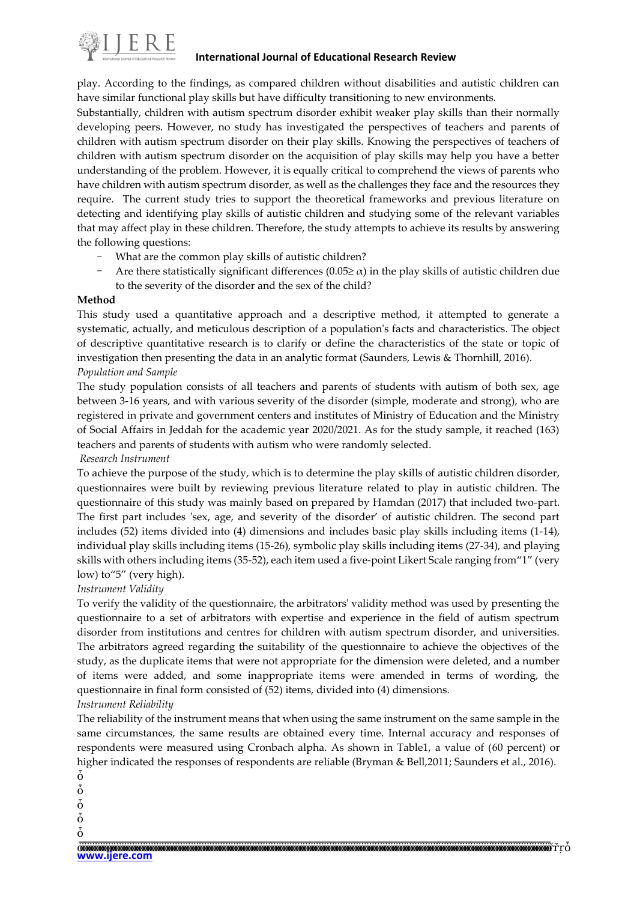play. According to the findings, as compared children without disabilities and autistic children can have similar functional play skills but have difficulty transitioning to new environments.

Substantially, children with autism spectrum disorder exhibit weaker play skills than their normally developing peers. However, no study has investigated the perspectives of teachers and parents of children with autism spectrum disorder on their play skills. Knowing the perspectives of teachers of children with autism spectrum disorder on the acquisition of play skills may help you have a better understanding of the problem. However, it is equally critical to comprehend the views of parents who have children with autism spectrum disorder, as well as the challenges they face and the resources they require. The current study tries to support the theoretical frameworks and previous literature on detecting and identifying play skills of autistic children and studying some of the relevant variables that may affect play in these children. Therefore, the study attempts to achieve its results by answering the following questions:

- What are the common play skills of autistic children?
- Are there statistically significant differences ($0.05 \geq \alpha$) in the play skills of autistic children due to the severity of the disorder and the sex of the child?

**Method**

This study used a quantitative approach and a descriptive method, it attempted to generate a systematic, actually, and meticulous description of a population's facts and characteristics. The object of descriptive quantitative research is to clarify or define the characteristics of the state or topic of investigation then presenting the data in an analytic format (Saunders, Lewis & Thornhill, 2016).

*Population and Sample*

The study population consists of all teachers and parents of students with autism of both sex, age between 3-16 years, and with various severity of the disorder (simple, moderate and strong), who are registered in private and government centers and institutes of Ministry of Education and the Ministry of Social Affairs in Jeddah for the academic year 2020/2021. As for the study sample, it reached (163) teachers and parents of students with autism who were randomly selected.

*Research Instrument*

To achieve the purpose of the study, which is to determine the play skills of autistic children disorder, questionnaires were built by reviewing previous literature related to play in autistic children. The questionnaire of this study was mainly based on prepared by Hamdan (2017) that included two-part. The first part includes 'sex, age, and severity of the disorder' of autistic children. The second part includes (52) items divided into (4) dimensions and includes basic play skills including items (1-14), individual play skills including items (15-26), symbolic play skills including items (27-34), and playing skills with others including items (35-52), each item used a five-point Likert Scale ranging from"1" (very low) to"5" (very high).

*Instrument Validity*

To verify the validity of the questionnaire, the arbitrators' validity method was used by presenting the questionnaire to a set of arbitrators with expertise and experience in the field of autism spectrum disorder from institutions and centres for children with autism spectrum disorder, and universities. The arbitrators agreed regarding the suitability of the questionnaire to achieve the objectives of the study, as the duplicate items that were not appropriate for the dimension were deleted, and a number of items were added, and some inappropriate items were amended in terms of wording, the questionnaire in final form consisted of (52) items, divided into (4) dimensions.

*Instrument Reliability*

The reliability of the instrument means that when using the same instrument on the same sample in the same circumstances, the same results are obtained every time. Internal accuracy and responses of respondents were measured using Cronbach alpha. As shown in Table1, a value of (60 percent) or higher indicated the responses of respondents are reliable (Bryman & Bell,2011; Saunders et al., 2016).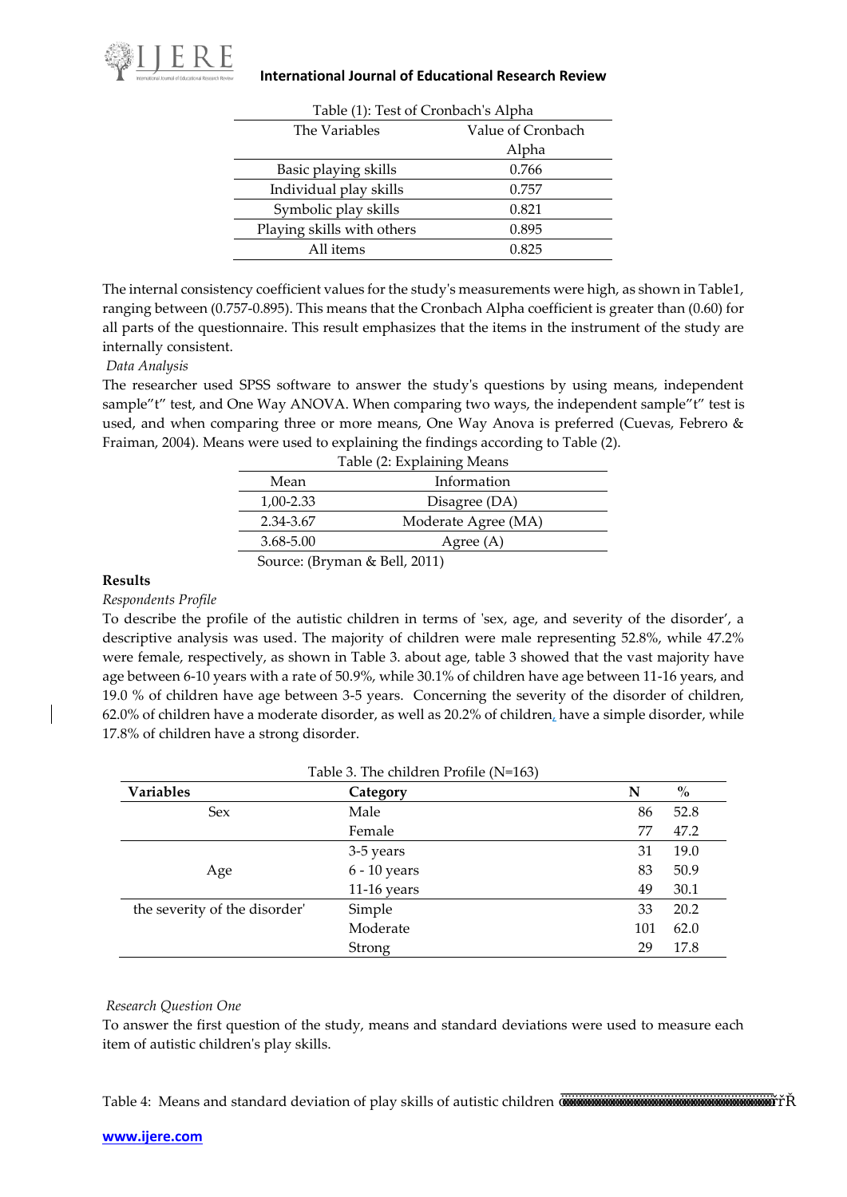Table (1): Test of Cronbach's Alpha

| The Variables | Value of Cronbach Alpha |
|---|---|
| Basic playing skills | 0.766 |
| Individual play skills | 0.757 |
| Symbolic play skills | 0.821 |
| Playing skills with others | 0.895 |
| All items | 0.825 |

The internal consistency coefficient values for the study's measurements were high, as shown in Table1, ranging between (0.757-0.895). This means that the Cronbach Alpha coefficient is greater than (0.60) for all parts of the questionnaire. This result emphasizes that the items in the instrument of the study are internally consistent.

*Data Analysis*

The researcher used SPSS software to answer the study's questions by using means, independent sample"t" test, and One Way ANOVA. When comparing two ways, the independent sample"t" test is used, and when comparing three or more means, One Way Anova is preferred (Cuevas, Febrero & Fraiman, 2004). Means were used to explaining the findings according to Table (2).

Table (2: Explaining Means

| Mean | Information |
|---|---|
| 1,00-2.33 | Disagree (DA) |
| 2.34-3.67 | Moderate Agree (MA) |
| 3.68-5.00 | Agree (A) |

Source: (Bryman & Bell, 2011)

**Results**

*Respondents Profile*

To describe the profile of the autistic children in terms of 'sex, age, and severity of the disorder', a descriptive analysis was used. The majority of children were male representing 52.8%, while 47.2% were female, respectively, as shown in Table 3. about age, table 3 showed that the vast majority have age between 6-10 years with a rate of 50.9%, while 30.1% of children have age between 11-16 years, and 19.0 % of children have age between 3-5 years. Concerning the severity of the disorder of children, 62.0% of children have a moderate disorder, as well as 20.2% of children, have a simple disorder, while 17.8% of children have a strong disorder.

Table 3. The children Profile (N=163)

| Variables | Category | N | % |
|---|---|---|---|
| Sex | Male | 86 | 52.8 |
| | Female | 77 | 47.2 |
| Age | 3-5 years | 31 | 19.0 |
| | 6 - 10 years | 83 | 50.9 |
| | 11-16 years | 49 | 30.1 |
| the severity of the disorder' | Simple | 33 | 20.2 |
| | Moderate | 101 | 62.0 |
| | Strong | 29 | 17.8 |

*Research Question One*

To answer the first question of the study, means and standard deviations were used to measure each item of autistic children's play skills.

Table 4: Means and standard deviation of play skills of autistic children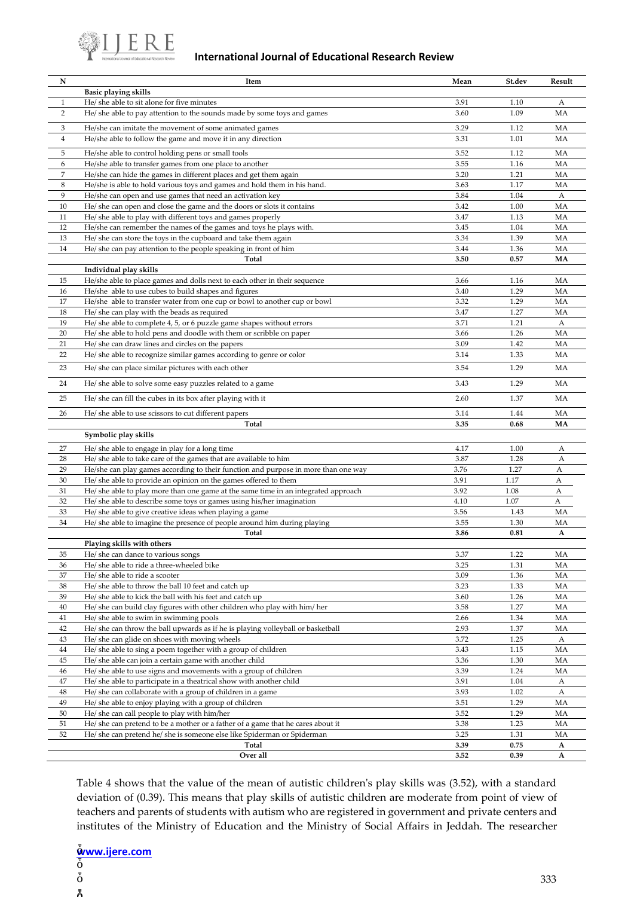| N | Item | Mean | St.dev | Result |
|---|---|---|---|---|
| | **Basic playing skills** | | | |
| 1 | He/ she able to sit alone for five minutes | 3.91 | 1.10 | A |
| 2 | He/ she able to pay attention to the sounds made by some toys and games | 3.60 | 1.09 | MA |
| 3 | He/she can imitate the movement of some animated games | 3.29 | 1.12 | MA |
| 4 | He/she able to follow the game and move it in any direction | 3.31 | 1.01 | MA |
| 5 | He/she able to control holding pens or small tools | 3.52 | 1.12 | MA |
| 6 | He/she able to transfer games from one place to another | 3.55 | 1.16 | MA |
| 7 | He/she can hide the games in different places and get them again | 3.20 | 1.21 | MA |
| 8 | He/she is able to hold various toys and games and hold them in his hand. | 3.63 | 1.17 | MA |
| 9 | He/she can open and use games that need an activation key | 3.84 | 1.04 | A |
| 10 | He/ she can open and close the game and the doors or slots it contains | 3.42 | 1.00 | MA |
| 11 | He/ she able to play with different toys and games properly | 3.47 | 1.13 | MA |
| 12 | He/she can remember the names of the games and toys he plays with. | 3.45 | 1.04 | MA |
| 13 | He/ she can store the toys in the cupboard and take them again | 3.34 | 1.39 | MA |
| 14 | He/ she can pay attention to the people speaking in front of him | 3.44 | 1.36 | MA |
| | **Total** | **3.50** | **0.57** | **MA** |
| | **Individual play skills** | | | |
| 15 | He/she able to place games and dolls next to each other in their sequence | 3.66 | 1.16 | MA |
| 16 | He/she able to use cubes to build shapes and figures | 3.40 | 1.29 | MA |
| 17 | He/she able to transfer water from one cup or bowl to another cup or bowl | 3.32 | 1.29 | MA |
| 18 | He/ she can play with the beads as required | 3.47 | 1.27 | MA |
| 19 | He/ she able to complete 4, 5, or 6 puzzle game shapes without errors | 3.71 | 1.21 | A |
| 20 | He/ she able to hold pens and doodle with them or scribble on paper | 3.66 | 1.26 | MA |
| 21 | He/ she can draw lines and circles on the papers | 3.09 | 1.42 | MA |
| 22 | He/ she able to recognize similar games according to genre or color | 3.14 | 1.33 | MA |
| 23 | He/ she can place similar pictures with each other | 3.54 | 1.29 | MA |
| 24 | He/ she able to solve some easy puzzles related to a game | 3.43 | 1.29 | MA |
| 25 | He/ she can fill the cubes in its box after playing with it | 2.60 | 1.37 | MA |
| 26 | He/ she able to use scissors to cut different papers | 3.14 | 1.44 | MA |
| | **Total** | **3.35** | **0.68** | **MA** |
| | **Symbolic play skills** | | | |
| 27 | He/ she able to engage in play for a long time | 4.17 | 1.00 | A |
| 28 | He/ she able to take care of the games that are available to him | 3.87 | 1.28 | A |
| 29 | He/she can play games according to their function and purpose in more than one way | 3.76 | 1.27 | A |
| 30 | He/ she able to provide an opinion on the games offered to them | 3.91 | 1.17 | A |
| 31 | He/ she able to play more than one game at the same time in an integrated approach | 3.92 | 1.08 | A |
| 32 | He/ she able to describe some toys or games using his/her imagination | 4.10 | 1.07 | A |
| 33 | He/ she able to give creative ideas when playing a game | 3.56 | 1.43 | MA |
| 34 | He/ she able to imagine the presence of people around him during playing | 3.55 | 1.30 | MA |
| | **Total** | **3.86** | **0.81** | **A** |
| | **Playing skills with others** | | | |
| 35 | He/ she can dance to various songs | 3.37 | 1.22 | MA |
| 36 | He/ she able to ride a three-wheeled bike | 3.25 | 1.31 | MA |
| 37 | He/ she able to ride a scooter | 3.09 | 1.36 | MA |
| 38 | He/ she able to throw the ball 10 feet and catch up | 3.23 | 1.33 | MA |
| 39 | He/ she able to kick the ball with his feet and catch up | 3.60 | 1.26 | MA |
| 40 | He/ she can build clay figures with other children who play with him/ her | 3.58 | 1.27 | MA |
| 41 | He/ she able to swim in swimming pools | 2.66 | 1.34 | MA |
| 42 | He/ she can throw the ball upwards as if he is playing volleyball or basketball | 2.93 | 1.37 | MA |
| 43 | He/ she can glide on shoes with moving wheels | 3.72 | 1.25 | A |
| 44 | He/ she able to sing a poem together with a group of children | 3.43 | 1.15 | MA |
| 45 | He/ she able can join a certain game with another child | 3.36 | 1.30 | MA |
| 46 | He/ she able to use signs and movements with a group of children | 3.39 | 1.24 | MA |
| 47 | He/ she able to participate in a theatrical show with another child | 3.91 | 1.04 | A |
| 48 | He/ she can collaborate with a group of children in a game | 3.93 | 1.02 | A |
| 49 | He/ she able to enjoy playing with a group of children | 3.51 | 1.29 | MA |
| 50 | He/ she can call people to play with him/her | 3.52 | 1.29 | MA |
| 51 | He/ she can pretend to be a mother or a father of a game that he cares about it | 3.38 | 1.23 | MA |
| 52 | He/ she can pretend he/ she is someone else like Spiderman or Spiderman | 3.25 | 1.31 | MA |
| | **Total** | **3.39** | **0.75** | **A** |
| | **Over all** | **3.52** | **0.39** | **A** |

Table 4 shows that the value of the mean of autistic children's play skills was (3.52), with a standard deviation of (0.39). This means that play skills of autistic children are moderate from point of view of teachers and parents of students with autism who are registered in government and private centers and institutes of the Ministry of Education and the Ministry of Social Affairs in Jeddah. The researcher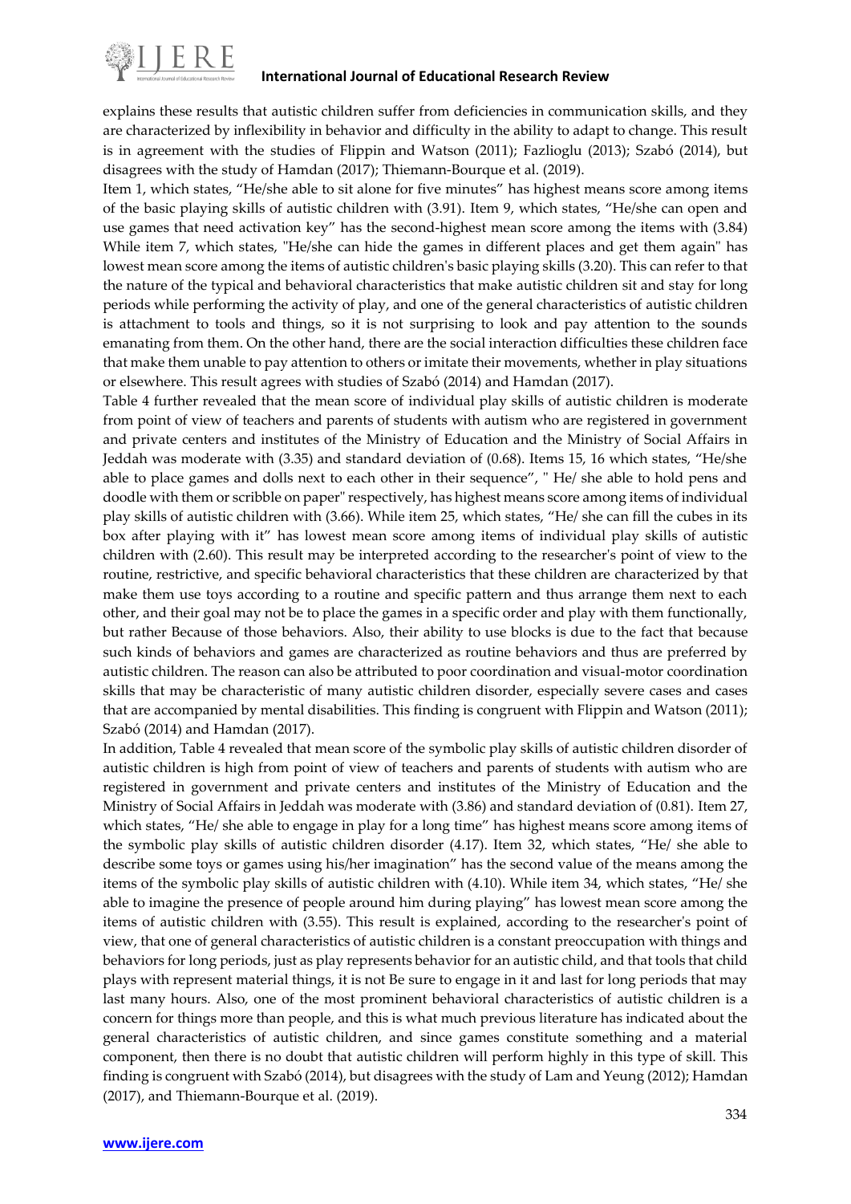explains these results that autistic children suffer from deficiencies in communication skills, and they are characterized by inflexibility in behavior and difficulty in the ability to adapt to change. This result is in agreement with the studies of Flippin and Watson (2011); Fazlioglu (2013); Szabó (2014), but disagrees with the study of Hamdan (2017); Thiemann-Bourque et al. (2019).

Item 1, which states, "He/she able to sit alone for five minutes" has highest means score among items of the basic playing skills of autistic children with (3.91). Item 9, which states, "He/she can open and use games that need activation key" has the second-highest mean score among the items with (3.84) While item 7, which states, "He/she can hide the games in different places and get them again" has lowest mean score among the items of autistic children's basic playing skills (3.20). This can refer to that the nature of the typical and behavioral characteristics that make autistic children sit and stay for long periods while performing the activity of play, and one of the general characteristics of autistic children is attachment to tools and things, so it is not surprising to look and pay attention to the sounds emanating from them. On the other hand, there are the social interaction difficulties these children face that make them unable to pay attention to others or imitate their movements, whether in play situations or elsewhere. This result agrees with studies of Szabó (2014) and Hamdan (2017).

Table 4 further revealed that the mean score of individual play skills of autistic children is moderate from point of view of teachers and parents of students with autism who are registered in government and private centers and institutes of the Ministry of Education and the Ministry of Social Affairs in Jeddah was moderate with (3.35) and standard deviation of (0.68). Items 15, 16 which states, "He/she able to place games and dolls next to each other in their sequence", " He/ she able to hold pens and doodle with them or scribble on paper" respectively, has highest means score among items of individual play skills of autistic children with (3.66). While item 25, which states, "He/ she can fill the cubes in its box after playing with it" has lowest mean score among items of individual play skills of autistic children with (2.60). This result may be interpreted according to the researcher's point of view to the routine, restrictive, and specific behavioral characteristics that these children are characterized by that make them use toys according to a routine and specific pattern and thus arrange them next to each other, and their goal may not be to place the games in a specific order and play with them functionally, but rather Because of those behaviors. Also, their ability to use blocks is due to the fact that because such kinds of behaviors and games are characterized as routine behaviors and thus are preferred by autistic children. The reason can also be attributed to poor coordination and visual-motor coordination skills that may be characteristic of many autistic children disorder, especially severe cases and cases that are accompanied by mental disabilities. This finding is congruent with Flippin and Watson (2011); Szabó (2014) and Hamdan (2017).

In addition, Table 4 revealed that mean score of the symbolic play skills of autistic children disorder of autistic children is high from point of view of teachers and parents of students with autism who are registered in government and private centers and institutes of the Ministry of Education and the Ministry of Social Affairs in Jeddah was moderate with (3.86) and standard deviation of (0.81). Item 27, which states, "He/ she able to engage in play for a long time" has highest means score among items of the symbolic play skills of autistic children disorder (4.17). Item 32, which states, "He/ she able to describe some toys or games using his/her imagination" has the second value of the means among the items of the symbolic play skills of autistic children with (4.10). While item 34, which states, "He/ she able to imagine the presence of people around him during playing" has lowest mean score among the items of autistic children with (3.55). This result is explained, according to the researcher's point of view, that one of general characteristics of autistic children is a constant preoccupation with things and behaviors for long periods, just as play represents behavior for an autistic child, and that tools that child plays with represent material things, it is not Be sure to engage in it and last for long periods that may last many hours. Also, one of the most prominent behavioral characteristics of autistic children is a concern for things more than people, and this is what much previous literature has indicated about the general characteristics of autistic children, and since games constitute something and a material component, then there is no doubt that autistic children will perform highly in this type of skill. This finding is congruent with Szabó (2014), but disagrees with the study of Lam and Yeung (2012); Hamdan (2017), and Thiemann-Bourque et al. (2019).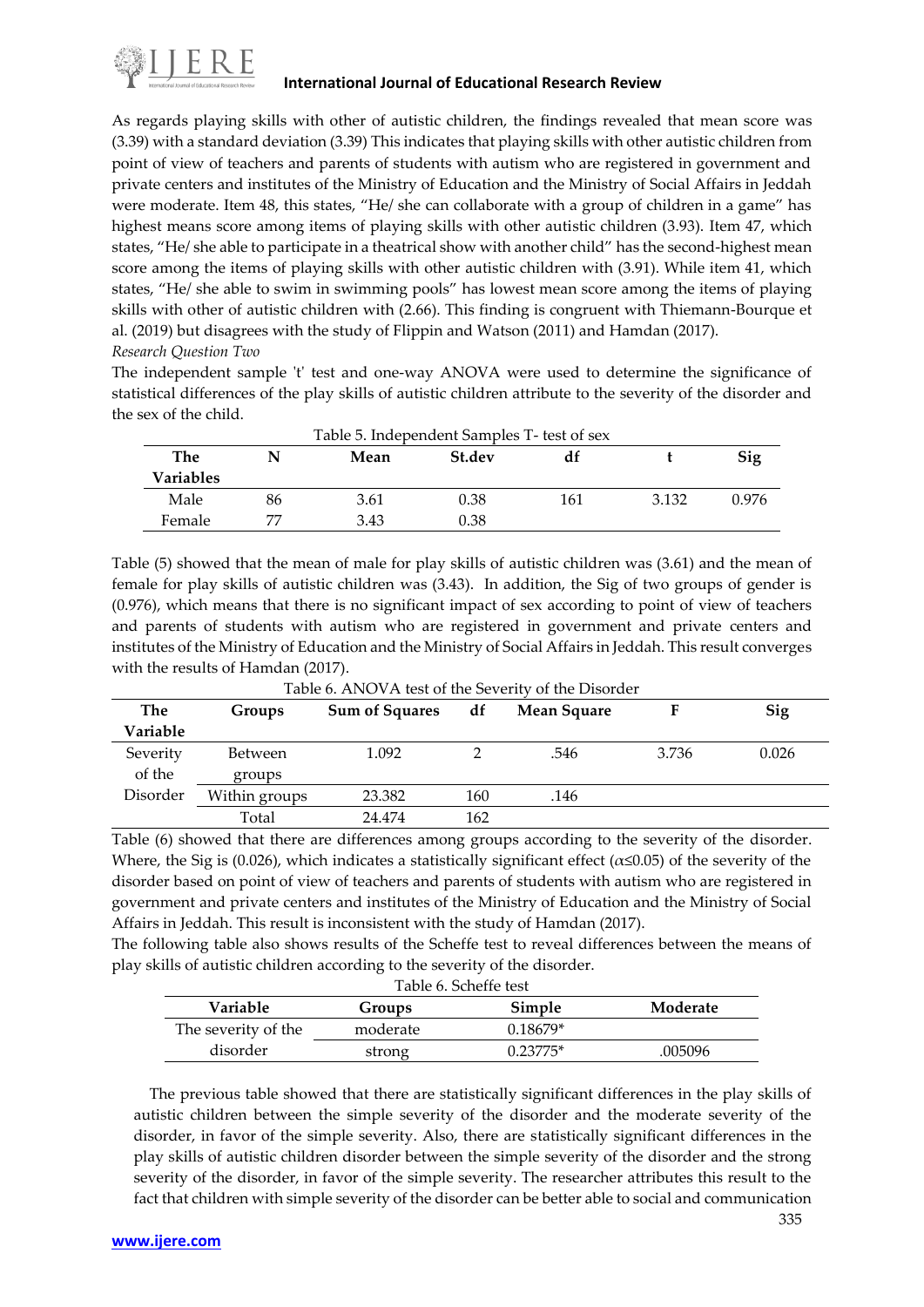As regards playing skills with other of autistic children, the findings revealed that mean score was (3.39) with a standard deviation (3.39) This indicates that playing skills with other autistic children from point of view of teachers and parents of students with autism who are registered in government and private centers and institutes of the Ministry of Education and the Ministry of Social Affairs in Jeddah were moderate. Item 48, this states, "He/ she can collaborate with a group of children in a game" has highest means score among items of playing skills with other autistic children (3.93). Item 47, which states, "He/ she able to participate in a theatrical show with another child" has the second-highest mean score among the items of playing skills with other autistic children with (3.91). While item 41, which states, "He/ she able to swim in swimming pools" has lowest mean score among the items of playing skills with other of autistic children with (2.66). This finding is congruent with Thiemann-Bourque et al. (2019) but disagrees with the study of Flippin and Watson (2011) and Hamdan (2017).

*Research Question Two*

The independent sample 't' test and one-way ANOVA were used to determine the significance of statistical differences of the play skills of autistic children attribute to the severity of the disorder and the sex of the child.

Table 5. Independent Samples T- test of sex

| The Variables | N | Mean | St.dev | df | t | Sig |
|---|---|---|---|---|---|---|
| Male | 86 | 3.61 | 0.38 | 161 | 3.132 | 0.976 |
| Female | 77 | 3.43 | 0.38 | | | |

Table (5) showed that the mean of male for play skills of autistic children was (3.61) and the mean of female for play skills of autistic children was (3.43). In addition, the Sig of two groups of gender is (0.976), which means that there is no significant impact of sex according to point of view of teachers and parents of students with autism who are registered in government and private centers and institutes of the Ministry of Education and the Ministry of Social Affairs in Jeddah. This result converges with the results of Hamdan (2017).

Table 6. ANOVA test of the Severity of the Disorder

| The Variable | Groups | Sum of Squares | df | Mean Square | F | Sig |
|---|---|---|---|---|---|---|
| Severity of the Disorder | Between groups | 1.092 | 2 | .546 | 3.736 | 0.026 |
| | Within groups | 23.382 | 160 | .146 | | |
| | Total | 24.474 | 162 | | | |

Table (6) showed that there are differences among groups according to the severity of the disorder. Where, the Sig is (0.026), which indicates a statistically significant effect ($\alpha \leq 0.05$) of the severity of the disorder based on point of view of teachers and parents of students with autism who are registered in government and private centers and institutes of the Ministry of Education and the Ministry of Social Affairs in Jeddah. This result is inconsistent with the study of Hamdan (2017).

The following table also shows results of the Scheffe test to reveal differences between the means of play skills of autistic children according to the severity of the disorder.

Table 6. Scheffe test

| Variable | Groups | Simple | Moderate |
|---|---|---|---|
| The severity of the disorder | moderate | 0.18679* | |
| | strong | 0.23775* | .005096 |

The previous table showed that there are statistically significant differences in the play skills of autistic children between the simple severity of the disorder and the moderate severity of the disorder, in favor of the simple severity. Also, there are statistically significant differences in the play skills of autistic children disorder between the simple severity of the disorder and the strong severity of the disorder, in favor of the simple severity. The researcher attributes this result to the fact that children with simple severity of the disorder can be better able to social and communication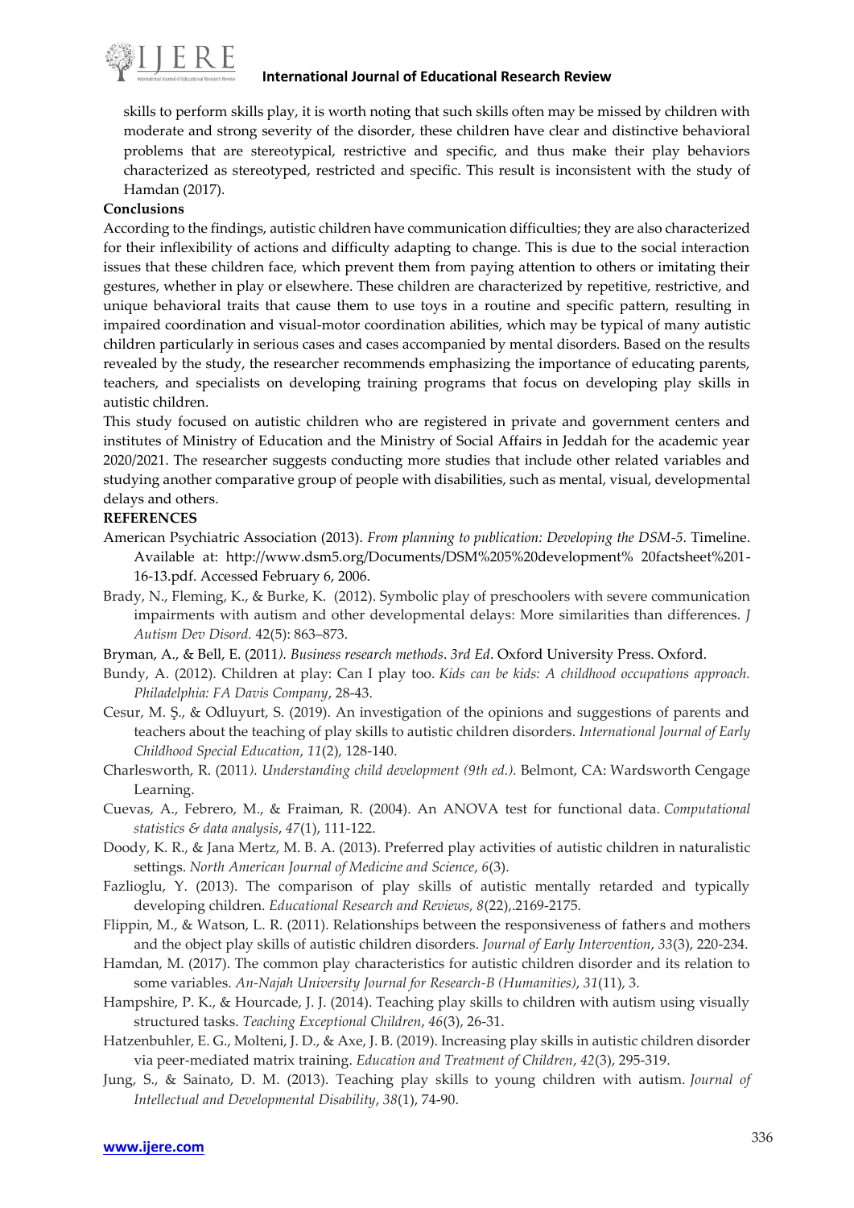skills to perform skills play, it is worth noting that such skills often may be missed by children with moderate and strong severity of the disorder, these children have clear and distinctive behavioral problems that are stereotypical, restrictive and specific, and thus make their play behaviors characterized as stereotyped, restricted and specific. This result is inconsistent with the study of Hamdan (2017).

**Conclusions**

According to the findings, autistic children have communication difficulties; they are also characterized for their inflexibility of actions and difficulty adapting to change. This is due to the social interaction issues that these children face, which prevent them from paying attention to others or imitating their gestures, whether in play or elsewhere. These children are characterized by repetitive, restrictive, and unique behavioral traits that cause them to use toys in a routine and specific pattern, resulting in impaired coordination and visual-motor coordination abilities, which may be typical of many autistic children particularly in serious cases and cases accompanied by mental disorders. Based on the results revealed by the study, the researcher recommends emphasizing the importance of educating parents, teachers, and specialists on developing training programs that focus on developing play skills in autistic children.

This study focused on autistic children who are registered in private and government centers and institutes of Ministry of Education and the Ministry of Social Affairs in Jeddah for the academic year 2020/2021. The researcher suggests conducting more studies that include other related variables and studying another comparative group of people with disabilities, such as mental, visual, developmental delays and others.

**REFERENCES**

American Psychiatric Association (2013). *From planning to publication: Developing the DSM-5*. Timeline. Available at: http://www.dsm5.org/Documents/DSM%205%20development% 20factsheet%201-16-13.pdf. Accessed February 6, 2006.

Brady, N., Fleming, K., & Burke, K. (2012). Symbolic play of preschoolers with severe communication impairments with autism and other developmental delays: More similarities than differences. *J Autism Dev Disord.* 42(5): 863–873.

Bryman, A., & Bell, E. (2011*). Business research methods*. *3rd Ed*. Oxford University Press. Oxford.

Bundy, A. (2012). Children at play: Can I play too. *Kids can be kids: A childhood occupations approach. Philadelphia: FA Davis Company*, 28-43.

Cesur, M. Ş., & Odluyurt, S. (2019). An investigation of the opinions and suggestions of parents and teachers about the teaching of play skills to autistic children disorders. *International Journal of Early Childhood Special Education*, *11*(2), 128-140.

Charlesworth, R. (2011*). Understanding child development (9th ed.).* Belmont, CA: Wardsworth Cengage Learning.

Cuevas, A., Febrero, M., & Fraiman, R. (2004). An ANOVA test for functional data. *Computational statistics & data analysis*, *47*(1), 111-122.

Doody, K. R., & Jana Mertz, M. B. A. (2013). Preferred play activities of autistic children in naturalistic settings. *North American Journal of Medicine and Science*, *6*(3).

Fazlioglu, Y. (2013). The comparison of play skills of autistic mentally retarded and typically developing children. *Educational Research and Reviews, 8*(22),.2169-2175.

Flippin, M., & Watson, L. R. (2011). Relationships between the responsiveness of fathers and mothers and the object play skills of autistic children disorders. *Journal of Early Intervention*, *33*(3), 220-234.

Hamdan, M. (2017). The common play characteristics for autistic children disorder and its relation to some variables. *An-Najah University Journal for Research-B (Humanities)*, *31*(11), 3.

Hampshire, P. K., & Hourcade, J. J. (2014). Teaching play skills to children with autism using visually structured tasks. *Teaching Exceptional Children*, *46*(3), 26-31.

Hatzenbuhler, E. G., Molteni, J. D., & Axe, J. B. (2019). Increasing play skills in autistic children disorder via peer-mediated matrix training. *Education and Treatment of Children*, *42*(3), 295-319.

Jung, S., & Sainato, D. M. (2013). Teaching play skills to young children with autism. *Journal of Intellectual and Developmental Disability*, *38*(1), 74-90.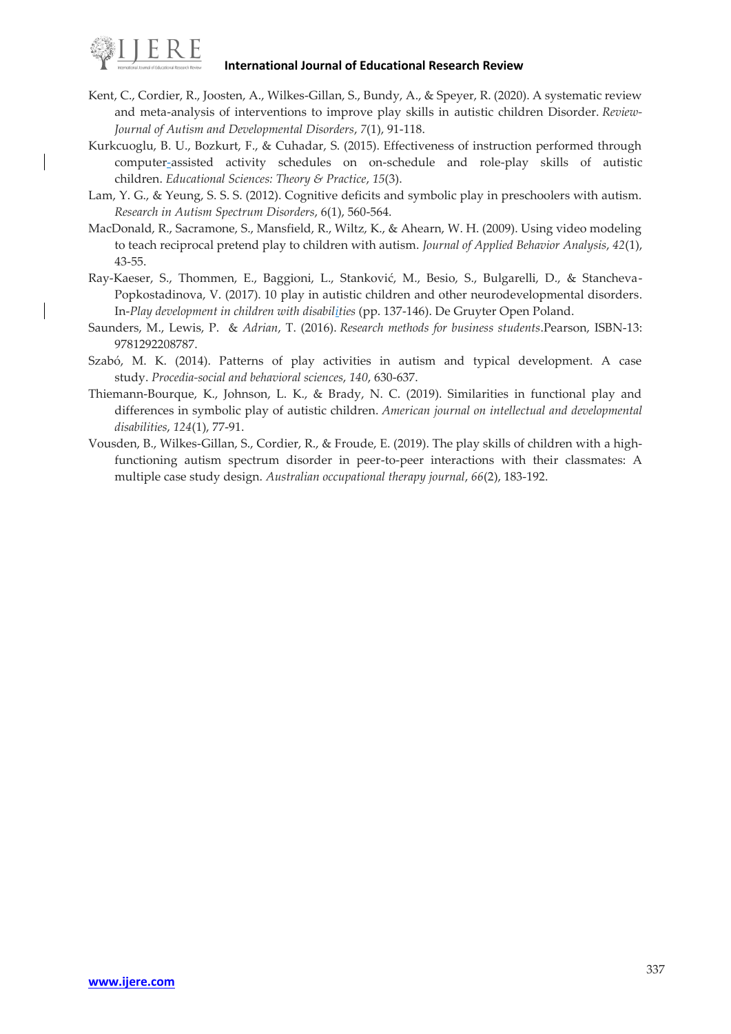Kent, C., Cordier, R., Joosten, A., Wilkes-Gillan, S., Bundy, A., & Speyer, R. (2020). A systematic review and meta-analysis of interventions to improve play skills in autistic children Disorder. *Review-Journal of Autism and Developmental Disorders*, *7*(1), 91-118.

Kurkcuoglu, B. U., Bozkurt, F., & Cuhadar, S. (2015). Effectiveness of instruction performed through computer-assisted activity schedules on on-schedule and role-play skills of autistic children. *Educational Sciences: Theory & Practice*, *15*(3).

Lam, Y. G., & Yeung, S. S. S. (2012). Cognitive deficits and symbolic play in preschoolers with autism. *Research in Autism Spectrum Disorders*, 6(1), 560-564.

MacDonald, R., Sacramone, S., Mansfield, R., Wiltz, K., & Ahearn, W. H. (2009). Using video modeling to teach reciprocal pretend play to children with autism. *Journal of Applied Behavior Analysis*, *42*(1), 43-55.

Ray-Kaeser, S., Thommen, E., Baggioni, L., Stanković, M., Besio, S., Bulgarelli, D., & Stancheva-Popkostadinova, V. (2017). 10 play in autistic children and other neurodevelopmental disorders. In-*Play development in children with disabilities* (pp. 137-146). De Gruyter Open Poland.

Saunders, M., Lewis, P. & *Adrian*, T. (2016). *Research methods for business students*.Pearson, ISBN-13: 9781292208787.

Szabó, M. K. (2014). Patterns of play activities in autism and typical development. A case study. *Procedia-social and behavioral sciences*, *140*, 630-637.

Thiemann-Bourque, K., Johnson, L. K., & Brady, N. C. (2019). Similarities in functional play and differences in symbolic play of autistic children. *American journal on intellectual and developmental disabilities*, *124*(1), 77-91.

Vousden, B., Wilkes-Gillan, S., Cordier, R., & Froude, E. (2019). The play skills of children with a high-functioning autism spectrum disorder in peer-to-peer interactions with their classmates: A multiple case study design. *Australian occupational therapy journal*, *66*(2), 183-192.